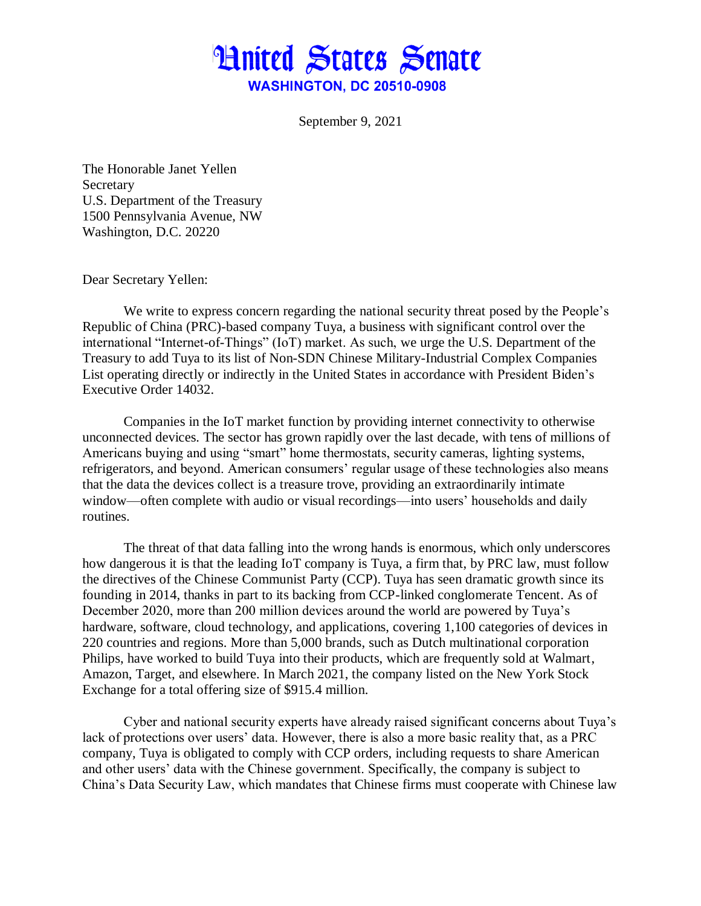# United States Senate

**WASHINGTON, DC 20510-0908**

September 9, 2021

The Honorable Janet Yellen
Secretary
U.S. Department of the Treasury
1500 Pennsylvania Avenue, NW
Washington, D.C. 20220

Dear Secretary Yellen:

We write to express concern regarding the national security threat posed by the People's Republic of China (PRC)-based company Tuya, a business with significant control over the international "Internet-of-Things" (IoT) market. As such, we urge the U.S. Department of the Treasury to add Tuya to its list of Non-SDN Chinese Military-Industrial Complex Companies List operating directly or indirectly in the United States in accordance with President Biden's Executive Order 14032.

Companies in the IoT market function by providing internet connectivity to otherwise unconnected devices. The sector has grown rapidly over the last decade, with tens of millions of Americans buying and using "smart" home thermostats, security cameras, lighting systems, refrigerators, and beyond. American consumers' regular usage of these technologies also means that the data the devices collect is a treasure trove, providing an extraordinarily intimate window—often complete with audio or visual recordings—into users' households and daily routines.

The threat of that data falling into the wrong hands is enormous, which only underscores how dangerous it is that the leading IoT company is Tuya, a firm that, by PRC law, must follow the directives of the Chinese Communist Party (CCP). Tuya has seen dramatic growth since its founding in 2014, thanks in part to its backing from CCP-linked conglomerate Tencent. As of December 2020, more than 200 million devices around the world are powered by Tuya's hardware, software, cloud technology, and applications, covering 1,100 categories of devices in 220 countries and regions. More than 5,000 brands, such as Dutch multinational corporation Philips, have worked to build Tuya into their products, which are frequently sold at Walmart, Amazon, Target, and elsewhere. In March 2021, the company listed on the New York Stock Exchange for a total offering size of $915.4 million.

Cyber and national security experts have already raised significant concerns about Tuya's lack of protections over users' data. However, there is also a more basic reality that, as a PRC company, Tuya is obligated to comply with CCP orders, including requests to share American and other users' data with the Chinese government. Specifically, the company is subject to China's Data Security Law, which mandates that Chinese firms must cooperate with Chinese law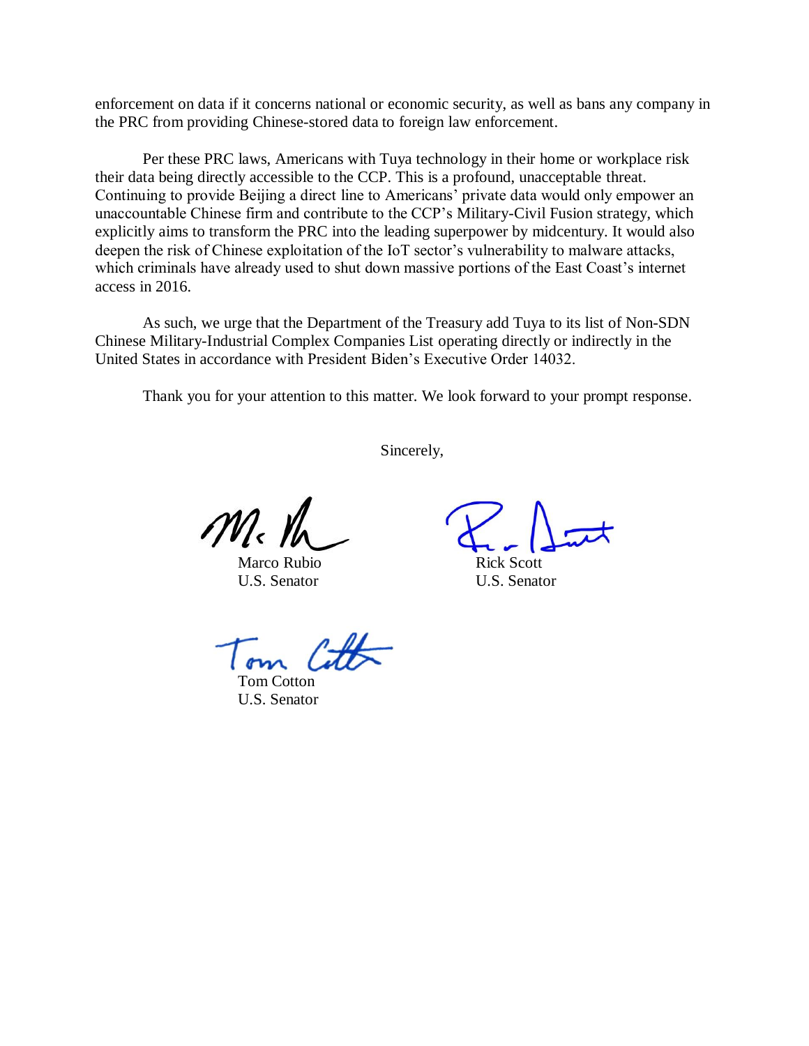enforcement on data if it concerns national or economic security, as well as bans any company in the PRC from providing Chinese-stored data to foreign law enforcement.

Per these PRC laws, Americans with Tuya technology in their home or workplace risk their data being directly accessible to the CCP. This is a profound, unacceptable threat. Continuing to provide Beijing a direct line to Americans' private data would only empower an unaccountable Chinese firm and contribute to the CCP's Military-Civil Fusion strategy, which explicitly aims to transform the PRC into the leading superpower by midcentury. It would also deepen the risk of Chinese exploitation of the IoT sector's vulnerability to malware attacks, which criminals have already used to shut down massive portions of the East Coast's internet access in 2016.

As such, we urge that the Department of the Treasury add Tuya to its list of Non-SDN Chinese Military-Industrial Complex Companies List operating directly or indirectly in the United States in accordance with President Biden's Executive Order 14032.

Thank you for your attention to this matter. We look forward to your prompt response.

Sincerely,

Marco Rubio
U.S. Senator

Rick Scott
U.S. Senator

Tom Cotton
U.S. Senator